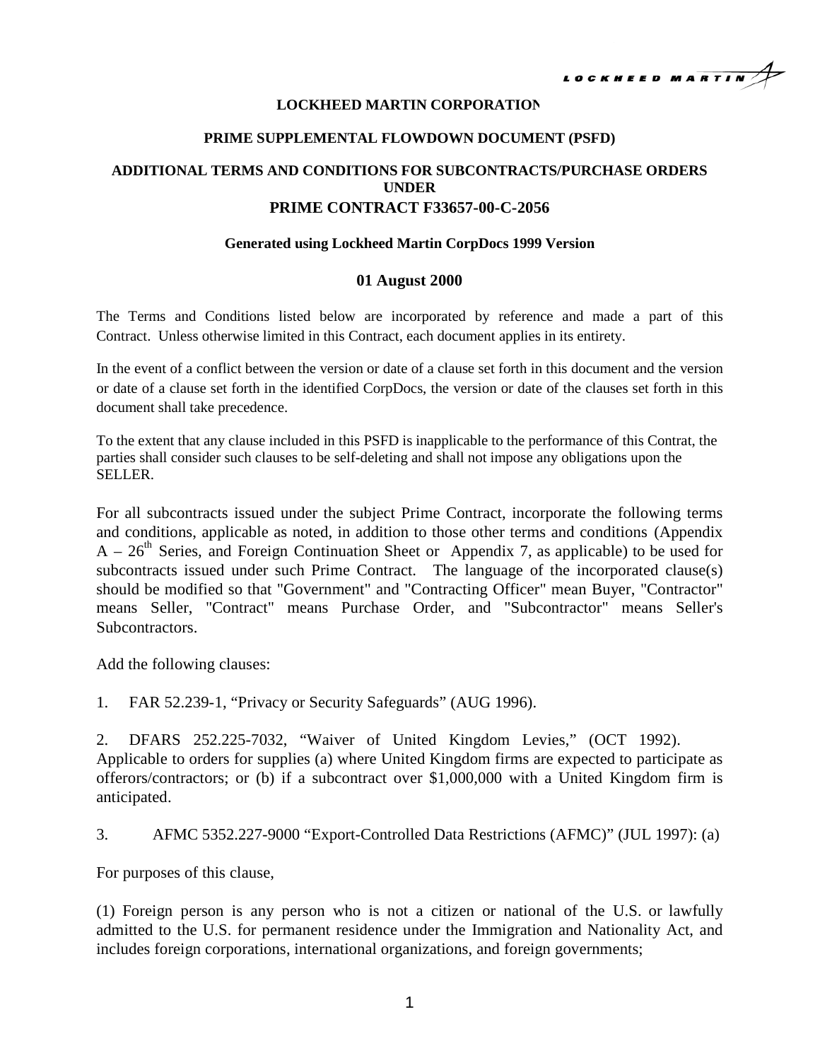**LOCKHEED MARTIN CORPORATION**

**PRIME SUPPLEMENTAL FLOWDOWN DOCUMENT (PSFD)**

**ADDITIONAL TERMS AND CONDITIONS FOR SUBCONTRACTS/PURCHASE ORDERS UNDER**
**PRIME CONTRACT F33657-00-C-2056**

**Generated using Lockheed Martin CorpDocs 1999 Version**

**01 August 2000**

The Terms and Conditions listed below are incorporated by reference and made a part of this Contract. Unless otherwise limited in this Contract, each document applies in its entirety.

In the event of a conflict between the version or date of a clause set forth in this document and the version or date of a clause set forth in the identified CorpDocs, the version or date of the clauses set forth in this document shall take precedence.

To the extent that any clause included in this PSFD is inapplicable to the performance of this Contrat, the parties shall consider such clauses to be self-deleting and shall not impose any obligations upon the SELLER.

For all subcontracts issued under the subject Prime Contract, incorporate the following terms and conditions, applicable as noted, in addition to those other terms and conditions (Appendix A – 26th Series, and Foreign Continuation Sheet or Appendix 7, as applicable) to be used for subcontracts issued under such Prime Contract. The language of the incorporated clause(s) should be modified so that "Government" and "Contracting Officer" mean Buyer, "Contractor" means Seller, "Contract" means Purchase Order, and "Subcontractor" means Seller's Subcontractors.

Add the following clauses:

1. FAR 52.239-1, "Privacy or Security Safeguards" (AUG 1996).

2. DFARS 252.225-7032, "Waiver of United Kingdom Levies," (OCT 1992). Applicable to orders for supplies (a) where United Kingdom firms are expected to participate as offerors/contractors; or (b) if a subcontract over $1,000,000 with a United Kingdom firm is anticipated.

3. AFMC 5352.227-9000 "Export-Controlled Data Restrictions (AFMC)" (JUL 1997): (a)

For purposes of this clause,

(1) Foreign person is any person who is not a citizen or national of the U.S. or lawfully admitted to the U.S. for permanent residence under the Immigration and Nationality Act, and includes foreign corporations, international organizations, and foreign governments;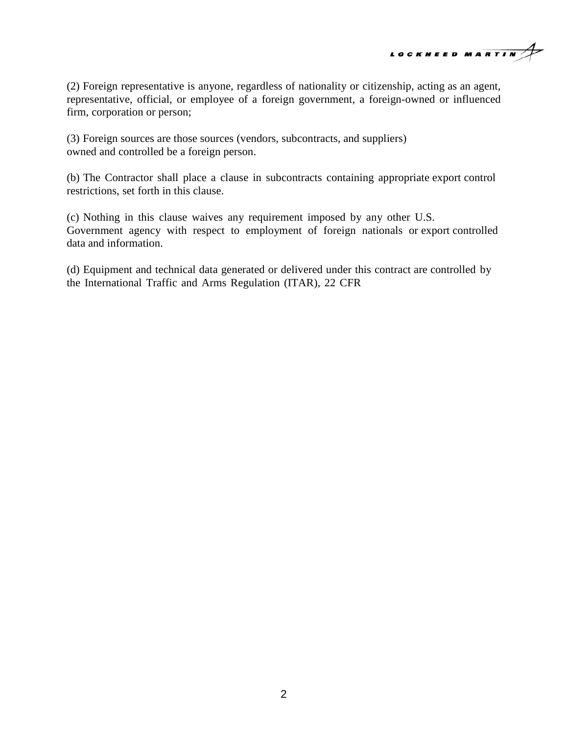(2) Foreign representative is anyone, regardless of nationality or citizenship, acting as an agent, representative, official, or employee of a foreign government, a foreign-owned or influenced firm, corporation or person;

(3) Foreign sources are those sources (vendors, subcontracts, and suppliers) owned and controlled be a foreign person.

(b) The Contractor shall place a clause in subcontracts containing appropriate export control restrictions, set forth in this clause.

(c) Nothing in this clause waives any requirement imposed by any other U.S. Government agency with respect to employment of foreign nationals or export controlled data and information.

(d) Equipment and technical data generated or delivered under this contract are controlled by the International Traffic and Arms Regulation (ITAR), 22 CFR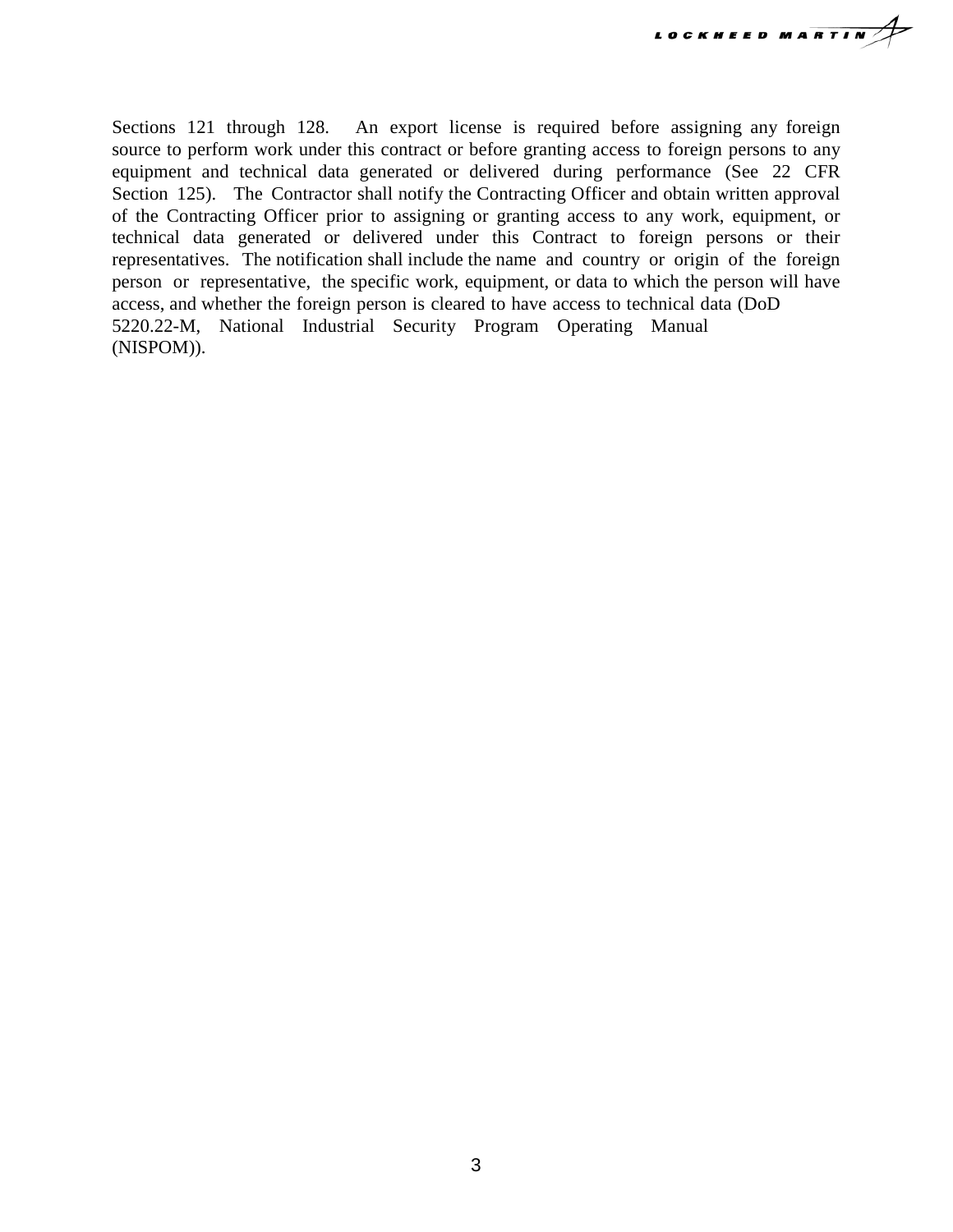Sections 121 through 128. An export license is required before assigning any foreign source to perform work under this contract or before granting access to foreign persons to any equipment and technical data generated or delivered during performance (See 22 CFR Section 125). The Contractor shall notify the Contracting Officer and obtain written approval of the Contracting Officer prior to assigning or granting access to any work, equipment, or technical data generated or delivered under this Contract to foreign persons or their representatives. The notification shall include the name and country or origin of the foreign person or representative, the specific work, equipment, or data to which the person will have access, and whether the foreign person is cleared to have access to technical data (DoD 5220.22-M, National Industrial Security Program Operating Manual (NISPOM)).